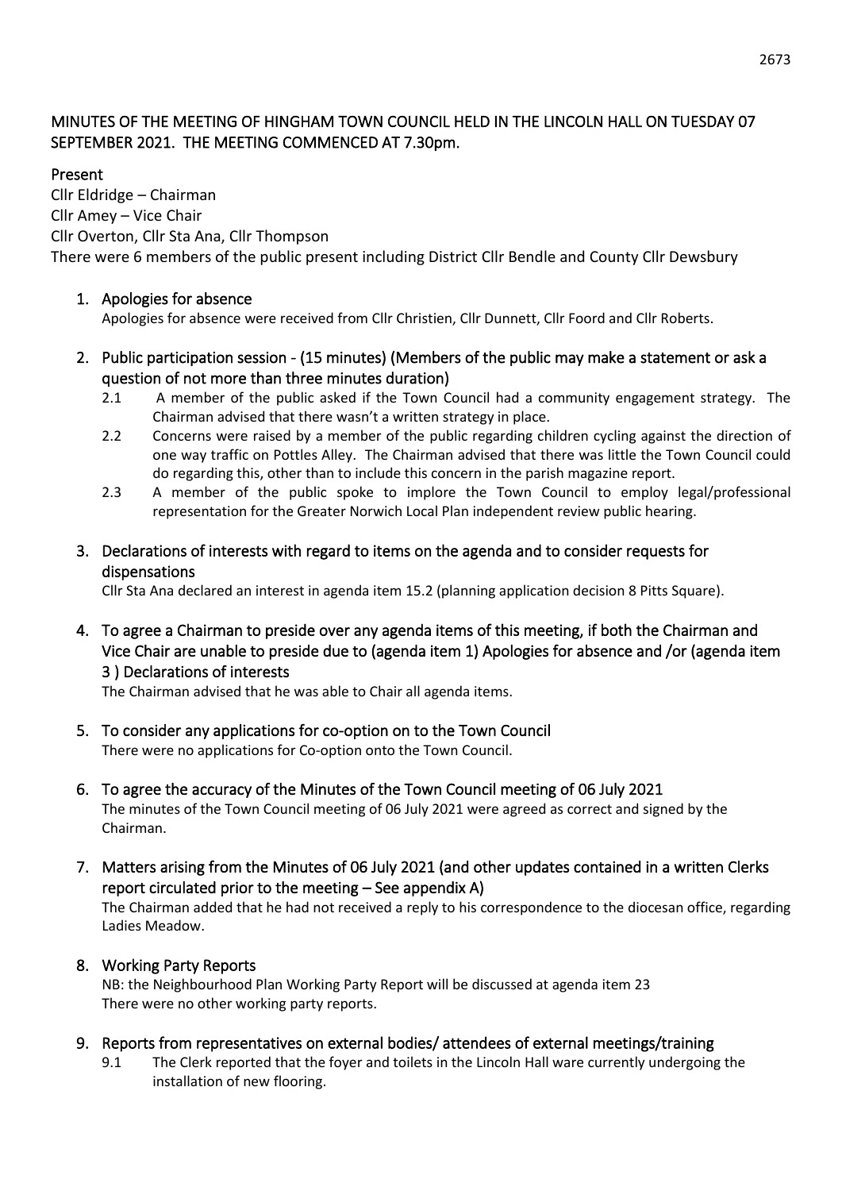# MINUTES OF THE MEETING OF HINGHAM TOWN COUNCIL HELD IN THE LINCOLN HALL ON TUESDAY 07 SEPTEMBER 2021. THE MEETING COMMENCED AT 7.30pm.

## Present

Cllr Eldridge – Chairman
Cllr Amey – Vice Chair
Cllr Overton, Cllr Sta Ana, Cllr Thompson
There were 6 members of the public present including District Cllr Bendle and County Cllr Dewsbury

1. **Apologies for absence**
   Apologies for absence were received from Cllr Christien, Cllr Dunnett, Cllr Foord and Cllr Roberts.

2. **Public participation session - (15 minutes) (Members of the public may make a statement or ask a question of not more than three minutes duration)**
   - 2.1 A member of the public asked if the Town Council had a community engagement strategy. The Chairman advised that there wasn't a written strategy in place.
   - 2.2 Concerns were raised by a member of the public regarding children cycling against the direction of one way traffic on Pottles Alley. The Chairman advised that there was little the Town Council could do regarding this, other than to include this concern in the parish magazine report.
   - 2.3 A member of the public spoke to implore the Town Council to employ legal/professional representation for the Greater Norwich Local Plan independent review public hearing.

3. **Declarations of interests with regard to items on the agenda and to consider requests for dispensations**
   Cllr Sta Ana declared an interest in agenda item 15.2 (planning application decision 8 Pitts Square).

4. **To agree a Chairman to preside over any agenda items of this meeting, if both the Chairman and Vice Chair are unable to preside due to (agenda item 1) Apologies for absence and /or (agenda item 3 ) Declarations of interests**
   The Chairman advised that he was able to Chair all agenda items.

5. **To consider any applications for co-option on to the Town Council**
   There were no applications for Co-option onto the Town Council.

6. **To agree the accuracy of the Minutes of the Town Council meeting of 06 July 2021**
   The minutes of the Town Council meeting of 06 July 2021 were agreed as correct and signed by the Chairman.

7. **Matters arising from the Minutes of 06 July 2021 (and other updates contained in a written Clerks report circulated prior to the meeting – See appendix A)**
   The Chairman added that he had not received a reply to his correspondence to the diocesan office, regarding Ladies Meadow.

8. **Working Party Reports**
   NB: the Neighbourhood Plan Working Party Report will be discussed at agenda item 23
   There were no other working party reports.

9. **Reports from representatives on external bodies/ attendees of external meetings/training**
   - 9.1 The Clerk reported that the foyer and toilets in the Lincoln Hall ware currently undergoing the installation of new flooring.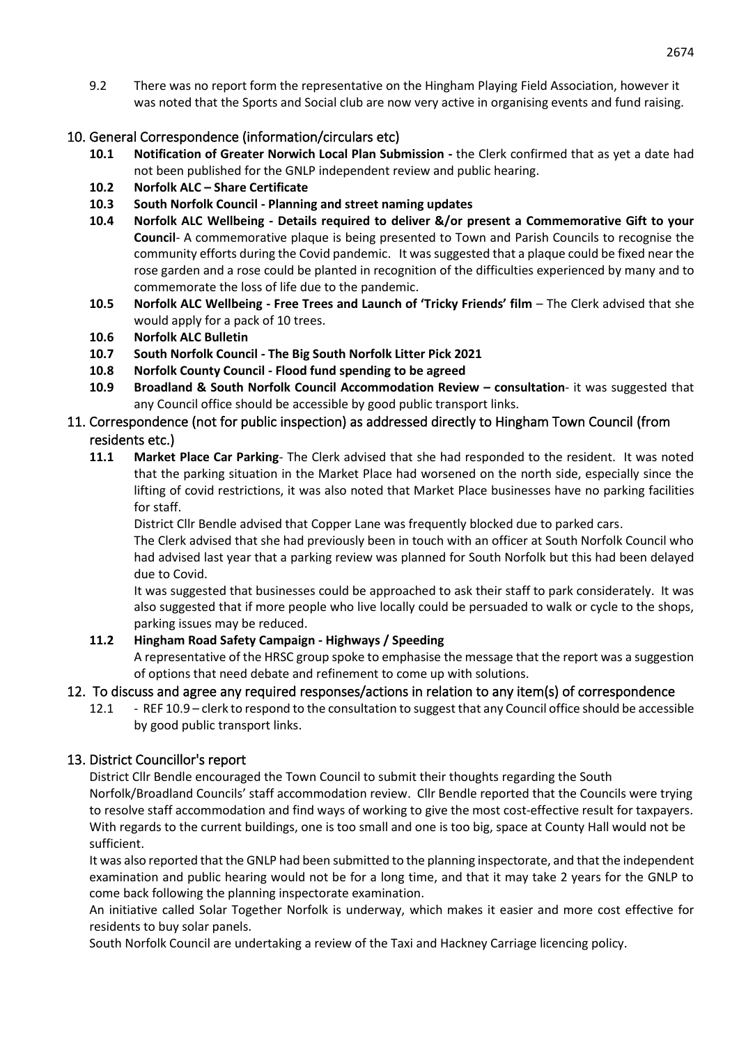9.2 There was no report form the representative on the Hingham Playing Field Association, however it was noted that the Sports and Social club are now very active in organising events and fund raising.

## 10. General Correspondence (information/circulars etc)

**10.1 Notification of Greater Norwich Local Plan Submission -** the Clerk confirmed that as yet a date had not been published for the GNLP independent review and public hearing.

**10.2 Norfolk ALC – Share Certificate**

**10.3 South Norfolk Council - Planning and street naming updates**

**10.4 Norfolk ALC Wellbeing - Details required to deliver &/or present a Commemorative Gift to your Council**- A commemorative plaque is being presented to Town and Parish Councils to recognise the community efforts during the Covid pandemic. It was suggested that a plaque could be fixed near the rose garden and a rose could be planted in recognition of the difficulties experienced by many and to commemorate the loss of life due to the pandemic.

**10.5 Norfolk ALC Wellbeing - Free Trees and Launch of 'Tricky Friends' film** – The Clerk advised that she would apply for a pack of 10 trees.

**10.6 Norfolk ALC Bulletin**

**10.7 South Norfolk Council - The Big South Norfolk Litter Pick 2021**

**10.8 Norfolk County Council - Flood fund spending to be agreed**

**10.9 Broadland & South Norfolk Council Accommodation Review – consultation**- it was suggested that any Council office should be accessible by good public transport links.

## 11. Correspondence (not for public inspection) as addressed directly to Hingham Town Council (from residents etc.)

**11.1 Market Place Car Parking**- The Clerk advised that she had responded to the resident. It was noted that the parking situation in the Market Place had worsened on the north side, especially since the lifting of covid restrictions, it was also noted that Market Place businesses have no parking facilities for staff.

District Cllr Bendle advised that Copper Lane was frequently blocked due to parked cars.

The Clerk advised that she had previously been in touch with an officer at South Norfolk Council who had advised last year that a parking review was planned for South Norfolk but this had been delayed due to Covid.

It was suggested that businesses could be approached to ask their staff to park considerately. It was also suggested that if more people who live locally could be persuaded to walk or cycle to the shops, parking issues may be reduced.

**11.2 Hingham Road Safety Campaign - Highways / Speeding**

A representative of the HRSC group spoke to emphasise the message that the report was a suggestion of options that need debate and refinement to come up with solutions.

## 12. To discuss and agree any required responses/actions in relation to any item(s) of correspondence

12.1 - REF 10.9 – clerk to respond to the consultation to suggest that any Council office should be accessible by good public transport links.

## 13. District Councillor's report

District Cllr Bendle encouraged the Town Council to submit their thoughts regarding the South Norfolk/Broadland Councils' staff accommodation review. Cllr Bendle reported that the Councils were trying to resolve staff accommodation and find ways of working to give the most cost-effective result for taxpayers. With regards to the current buildings, one is too small and one is too big, space at County Hall would not be sufficient.

It was also reported that the GNLP had been submitted to the planning inspectorate, and that the independent examination and public hearing would not be for a long time, and that it may take 2 years for the GNLP to come back following the planning inspectorate examination.

An initiative called Solar Together Norfolk is underway, which makes it easier and more cost effective for residents to buy solar panels.

South Norfolk Council are undertaking a review of the Taxi and Hackney Carriage licencing policy.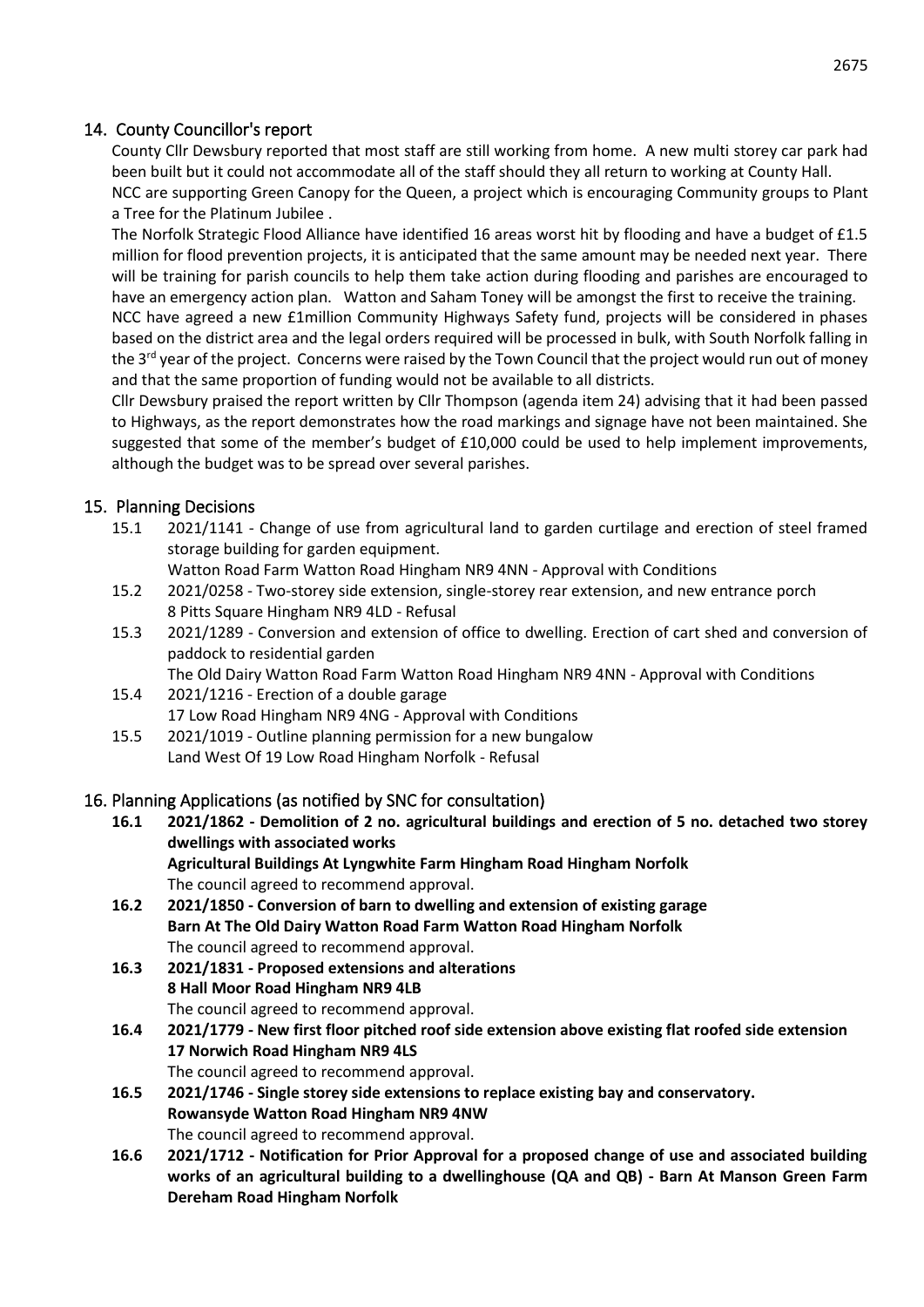## 14. County Councillor's report

County Cllr Dewsbury reported that most staff are still working from home. A new multi storey car park had been built but it could not accommodate all of the staff should they all return to working at County Hall. NCC are supporting Green Canopy for the Queen, a project which is encouraging Community groups to Plant a Tree for the Platinum Jubilee .

The Norfolk Strategic Flood Alliance have identified 16 areas worst hit by flooding and have a budget of £1.5 million for flood prevention projects, it is anticipated that the same amount may be needed next year. There will be training for parish councils to help them take action during flooding and parishes are encouraged to have an emergency action plan. Watton and Saham Toney will be amongst the first to receive the training.

NCC have agreed a new £1million Community Highways Safety fund, projects will be considered in phases based on the district area and the legal orders required will be processed in bulk, with South Norfolk falling in the 3rd year of the project. Concerns were raised by the Town Council that the project would run out of money and that the same proportion of funding would not be available to all districts.

Cllr Dewsbury praised the report written by Cllr Thompson (agenda item 24) advising that it had been passed to Highways, as the report demonstrates how the road markings and signage have not been maintained. She suggested that some of the member's budget of £10,000 could be used to help implement improvements, although the budget was to be spread over several parishes.

## 15. Planning Decisions

15.1 2021/1141 - Change of use from agricultural land to garden curtilage and erection of steel framed storage building for garden equipment.
Watton Road Farm Watton Road Hingham NR9 4NN - Approval with Conditions

15.2 2021/0258 - Two-storey side extension, single-storey rear extension, and new entrance porch
8 Pitts Square Hingham NR9 4LD - Refusal

15.3 2021/1289 - Conversion and extension of office to dwelling. Erection of cart shed and conversion of paddock to residential garden
The Old Dairy Watton Road Farm Watton Road Hingham NR9 4NN - Approval with Conditions

15.4 2021/1216 - Erection of a double garage
17 Low Road Hingham NR9 4NG - Approval with Conditions

15.5 2021/1019 - Outline planning permission for a new bungalow
Land West Of 19 Low Road Hingham Norfolk - Refusal

## 16. Planning Applications (as notified by SNC for consultation)

**16.1 2021/1862 - Demolition of 2 no. agricultural buildings and erection of 5 no. detached two storey dwellings with associated works**
**Agricultural Buildings At Lyngwhite Farm Hingham Road Hingham Norfolk**
The council agreed to recommend approval.

**16.2 2021/1850 - Conversion of barn to dwelling and extension of existing garage**
**Barn At The Old Dairy Watton Road Farm Watton Road Hingham Norfolk**
The council agreed to recommend approval.

**16.3 2021/1831 - Proposed extensions and alterations**
**8 Hall Moor Road Hingham NR9 4LB**
The council agreed to recommend approval.

**16.4 2021/1779 - New first floor pitched roof side extension above existing flat roofed side extension**
**17 Norwich Road Hingham NR9 4LS**
The council agreed to recommend approval.

**16.5 2021/1746 - Single storey side extensions to replace existing bay and conservatory.**
**Rowansyde Watton Road Hingham NR9 4NW**
The council agreed to recommend approval.

**16.6 2021/1712 - Notification for Prior Approval for a proposed change of use and associated building works of an agricultural building to a dwellinghouse (QA and QB) - Barn At Manson Green Farm Dereham Road Hingham Norfolk**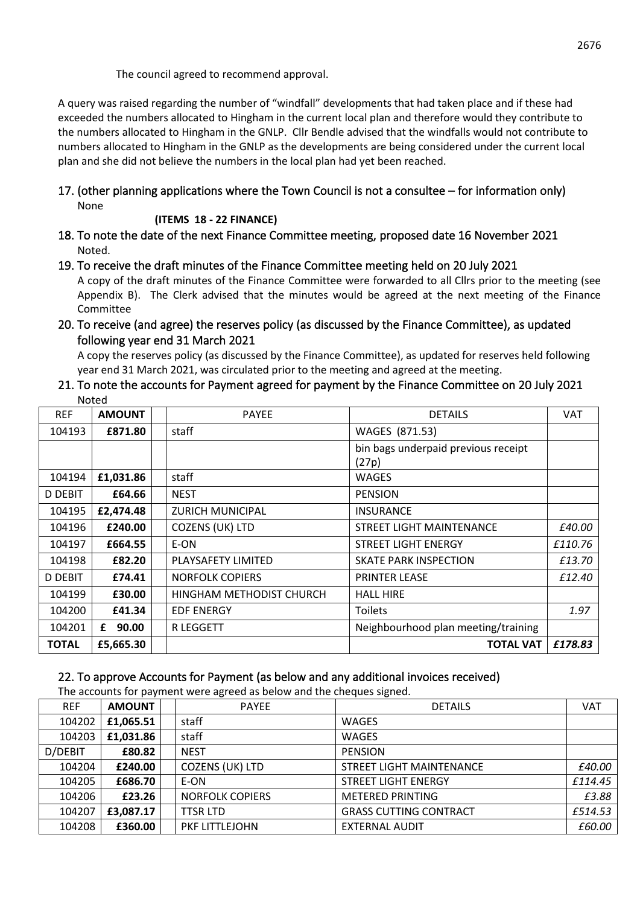The council agreed to recommend approval.

A query was raised regarding the number of "windfall" developments that had taken place and if these had exceeded the numbers allocated to Hingham in the current local plan and therefore would they contribute to the numbers allocated to Hingham in the GNLP. Cllr Bendle advised that the windfalls would not contribute to numbers allocated to Hingham in the GNLP as the developments are being considered under the current local plan and she did not believe the numbers in the local plan had yet been reached.

## 17. (other planning applications where the Town Council is not a consultee – for information only)

None

**(ITEMS 18 - 22 FINANCE)**

## 18. To note the date of the next Finance Committee meeting, proposed date 16 November 2021

Noted.

## 19. To receive the draft minutes of the Finance Committee meeting held on 20 July 2021

A copy of the draft minutes of the Finance Committee were forwarded to all Cllrs prior to the meeting (see Appendix B). The Clerk advised that the minutes would be agreed at the next meeting of the Finance Committee

## 20. To receive (and agree) the reserves policy (as discussed by the Finance Committee), as updated following year end 31 March 2021

A copy the reserves policy (as discussed by the Finance Committee), as updated for reserves held following year end 31 March 2021, was circulated prior to the meeting and agreed at the meeting.

## 21. To note the accounts for Payment agreed for payment by the Finance Committee on 20 July 2021

Noted

| REF | AMOUNT | | PAYEE | DETAILS | VAT |
|---|---|---|---|---|---|
| 104193 | **£871.80** | | staff | WAGES (871.53) | |
| | | | | bin bags underpaid previous receipt (27p) | |
| 104194 | **£1,031.86** | | staff | WAGES | |
| D DEBIT | **£64.66** | | NEST | PENSION | |
| 104195 | **£2,474.48** | | ZURICH MUNICIPAL | INSURANCE | |
| 104196 | **£240.00** | | COZENS (UK) LTD | STREET LIGHT MAINTENANCE | *£40.00* |
| 104197 | **£664.55** | | E-ON | STREET LIGHT ENERGY | *£110.76* |
| 104198 | **£82.20** | | PLAYSAFETY LIMITED | SKATE PARK INSPECTION | *£13.70* |
| D DEBIT | **£74.41** | | NORFOLK COPIERS | PRINTER LEASE | *£12.40* |
| 104199 | **£30.00** | | HINGHAM METHODIST CHURCH | HALL HIRE | |
| 104200 | **£41.34** | | EDF ENERGY | Toilets | *1.97* |
| 104201 | **£ 90.00** | | R LEGGETT | Neighbourhood plan meeting/training | |
| **TOTAL** | **£5,665.30** | | | **TOTAL VAT** | ***£178.83*** |

## 22. To approve Accounts for Payment (as below and any additional invoices received)

The accounts for payment were agreed as below and the cheques signed.

| REF | AMOUNT | | PAYEE | DETAILS | VAT |
|---|---|---|---|---|---|
| 104202 | **£1,065.51** | | staff | WAGES | |
| 104203 | **£1,031.86** | | staff | WAGES | |
| D/DEBIT | **£80.82** | | NEST | PENSION | |
| 104204 | **£240.00** | | COZENS (UK) LTD | STREET LIGHT MAINTENANCE | *£40.00* |
| 104205 | **£686.70** | | E-ON | STREET LIGHT ENERGY | *£114.45* |
| 104206 | **£23.26** | | NORFOLK COPIERS | METERED PRINTING | *£3.88* |
| 104207 | **£3,087.17** | | TTSR LTD | GRASS CUTTING CONTRACT | *£514.53* |
| 104208 | **£360.00** | | PKF LITTLEJOHN | EXTERNAL AUDIT | *£60.00* |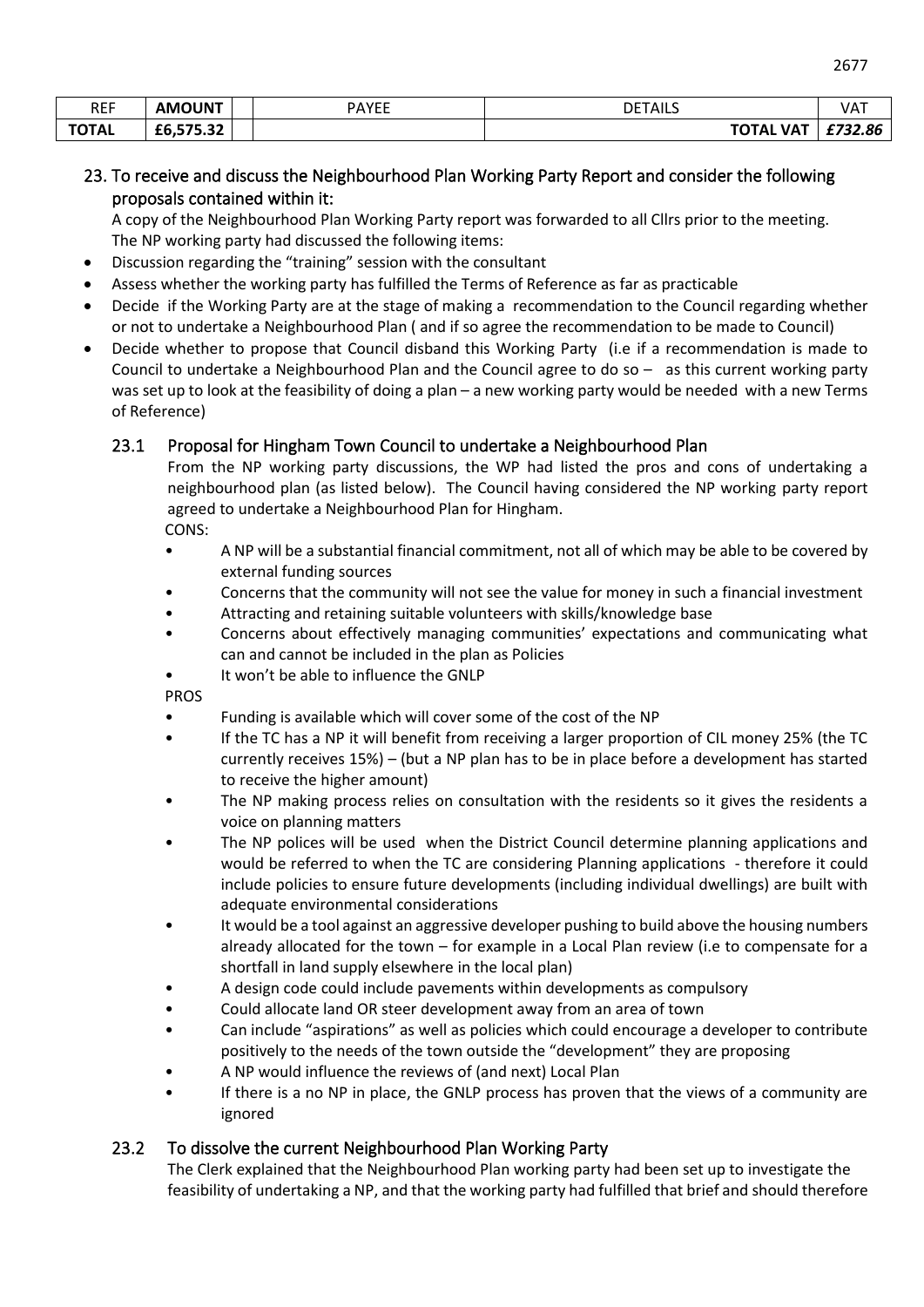| REF | AMOUNT | | PAYEE | DETAILS | VAT |
|---|---|---|---|---|---|
| TOTAL | £6,575.32 | | | TOTAL VAT | *£732.86* |

## 23. To receive and discuss the Neighbourhood Plan Working Party Report and consider the following proposals contained within it:

A copy of the Neighbourhood Plan Working Party report was forwarded to all Cllrs prior to the meeting.
The NP working party had discussed the following items:

- Discussion regarding the "training" session with the consultant
- Assess whether the working party has fulfilled the Terms of Reference as far as practicable
- Decide if the Working Party are at the stage of making a recommendation to the Council regarding whether or not to undertake a Neighbourhood Plan ( and if so agree the recommendation to be made to Council)
- Decide whether to propose that Council disband this Working Party (i.e if a recommendation is made to Council to undertake a Neighbourhood Plan and the Council agree to do so – as this current working party was set up to look at the feasibility of doing a plan – a new working party would be needed with a new Terms of Reference)

### 23.1 Proposal for Hingham Town Council to undertake a Neighbourhood Plan

From the NP working party discussions, the WP had listed the pros and cons of undertaking a neighbourhood plan (as listed below). The Council having considered the NP working party report agreed to undertake a Neighbourhood Plan for Hingham.

CONS:

- A NP will be a substantial financial commitment, not all of which may be able to be covered by external funding sources
- Concerns that the community will not see the value for money in such a financial investment
- Attracting and retaining suitable volunteers with skills/knowledge base
- Concerns about effectively managing communities' expectations and communicating what can and cannot be included in the plan as Policies
- It won't be able to influence the GNLP

PROS

- Funding is available which will cover some of the cost of the NP
- If the TC has a NP it will benefit from receiving a larger proportion of CIL money 25% (the TC currently receives 15%) – (but a NP plan has to be in place before a development has started to receive the higher amount)
- The NP making process relies on consultation with the residents so it gives the residents a voice on planning matters
- The NP polices will be used when the District Council determine planning applications and would be referred to when the TC are considering Planning applications - therefore it could include policies to ensure future developments (including individual dwellings) are built with adequate environmental considerations
- It would be a tool against an aggressive developer pushing to build above the housing numbers already allocated for the town – for example in a Local Plan review (i.e to compensate for a shortfall in land supply elsewhere in the local plan)
- A design code could include pavements within developments as compulsory
- Could allocate land OR steer development away from an area of town
- Can include "aspirations" as well as policies which could encourage a developer to contribute positively to the needs of the town outside the "development" they are proposing
- A NP would influence the reviews of (and next) Local Plan
- If there is a no NP in place, the GNLP process has proven that the views of a community are ignored

### 23.2 To dissolve the current Neighbourhood Plan Working Party

The Clerk explained that the Neighbourhood Plan working party had been set up to investigate the feasibility of undertaking a NP, and that the working party had fulfilled that brief and should therefore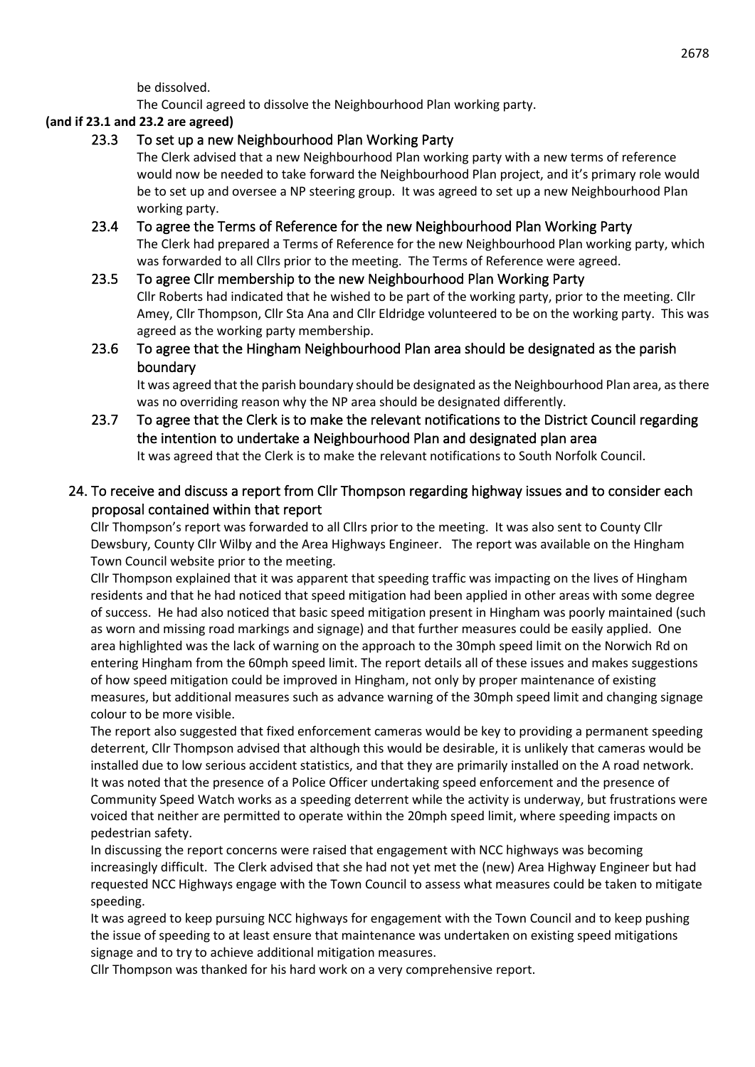be dissolved.

The Council agreed to dissolve the Neighbourhood Plan working party.

**(and if 23.1 and 23.2 are agreed)**

### 23.3 To set up a new Neighbourhood Plan Working Party

The Clerk advised that a new Neighbourhood Plan working party with a new terms of reference would now be needed to take forward the Neighbourhood Plan project, and it's primary role would be to set up and oversee a NP steering group. It was agreed to set up a new Neighbourhood Plan working party.

### 23.4 To agree the Terms of Reference for the new Neighbourhood Plan Working Party

The Clerk had prepared a Terms of Reference for the new Neighbourhood Plan working party, which was forwarded to all Cllrs prior to the meeting. The Terms of Reference were agreed.

### 23.5 To agree Cllr membership to the new Neighbourhood Plan Working Party

Cllr Roberts had indicated that he wished to be part of the working party, prior to the meeting. Cllr Amey, Cllr Thompson, Cllr Sta Ana and Cllr Eldridge volunteered to be on the working party. This was agreed as the working party membership.

### 23.6 To agree that the Hingham Neighbourhood Plan area should be designated as the parish boundary

It was agreed that the parish boundary should be designated as the Neighbourhood Plan area, as there was no overriding reason why the NP area should be designated differently.

### 23.7 To agree that the Clerk is to make the relevant notifications to the District Council regarding the intention to undertake a Neighbourhood Plan and designated plan area

It was agreed that the Clerk is to make the relevant notifications to South Norfolk Council.

## 24. To receive and discuss a report from Cllr Thompson regarding highway issues and to consider each proposal contained within that report

Cllr Thompson's report was forwarded to all Cllrs prior to the meeting. It was also sent to County Cllr Dewsbury, County Cllr Wilby and the Area Highways Engineer. The report was available on the Hingham Town Council website prior to the meeting.

Cllr Thompson explained that it was apparent that speeding traffic was impacting on the lives of Hingham residents and that he had noticed that speed mitigation had been applied in other areas with some degree of success. He had also noticed that basic speed mitigation present in Hingham was poorly maintained (such as worn and missing road markings and signage) and that further measures could be easily applied. One area highlighted was the lack of warning on the approach to the 30mph speed limit on the Norwich Rd on entering Hingham from the 60mph speed limit. The report details all of these issues and makes suggestions of how speed mitigation could be improved in Hingham, not only by proper maintenance of existing measures, but additional measures such as advance warning of the 30mph speed limit and changing signage colour to be more visible.

The report also suggested that fixed enforcement cameras would be key to providing a permanent speeding deterrent, Cllr Thompson advised that although this would be desirable, it is unlikely that cameras would be installed due to low serious accident statistics, and that they are primarily installed on the A road network. It was noted that the presence of a Police Officer undertaking speed enforcement and the presence of Community Speed Watch works as a speeding deterrent while the activity is underway, but frustrations were voiced that neither are permitted to operate within the 20mph speed limit, where speeding impacts on pedestrian safety.

In discussing the report concerns were raised that engagement with NCC highways was becoming increasingly difficult. The Clerk advised that she had not yet met the (new) Area Highway Engineer but had requested NCC Highways engage with the Town Council to assess what measures could be taken to mitigate speeding.

It was agreed to keep pursuing NCC highways for engagement with the Town Council and to keep pushing the issue of speeding to at least ensure that maintenance was undertaken on existing speed mitigations signage and to try to achieve additional mitigation measures.

Cllr Thompson was thanked for his hard work on a very comprehensive report.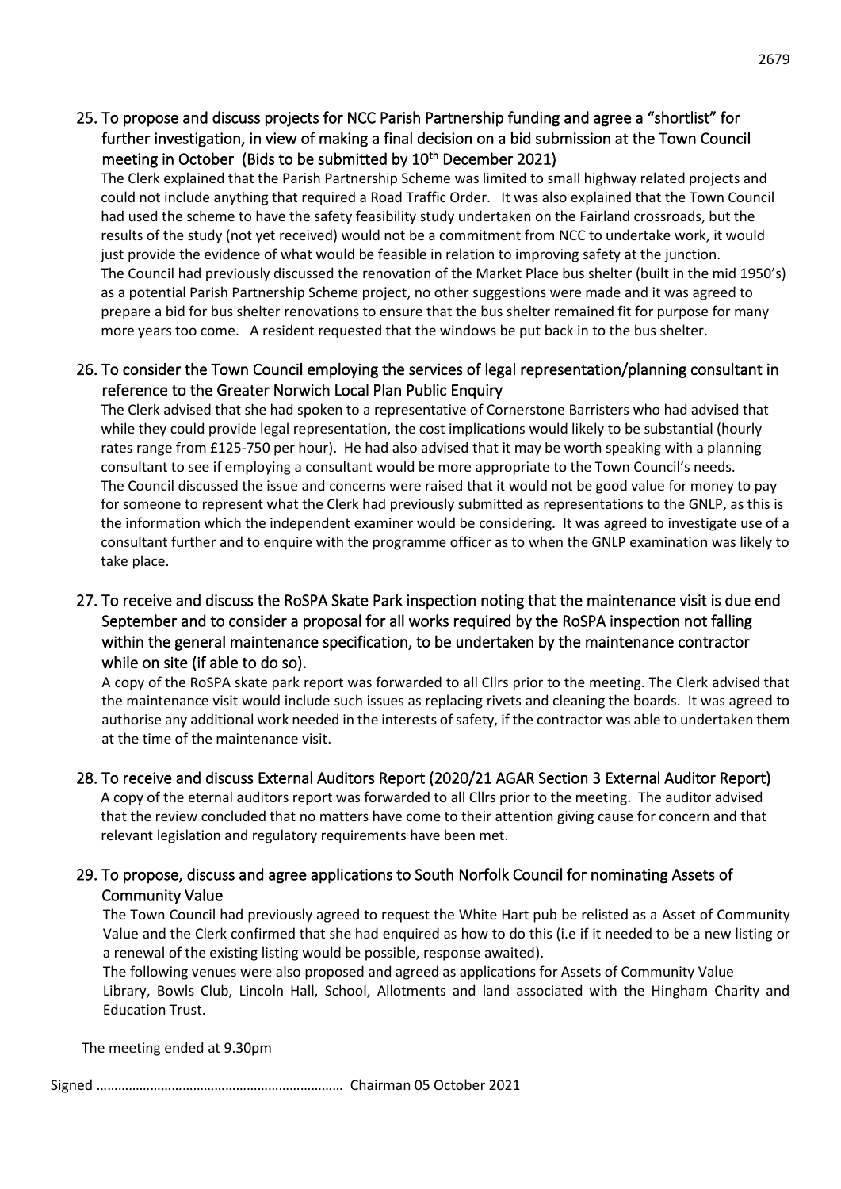## 25. To propose and discuss projects for NCC Parish Partnership funding and agree a "shortlist" for further investigation, in view of making a final decision on a bid submission at the Town Council meeting in October (Bids to be submitted by 10th December 2021)

The Clerk explained that the Parish Partnership Scheme was limited to small highway related projects and could not include anything that required a Road Traffic Order. It was also explained that the Town Council had used the scheme to have the safety feasibility study undertaken on the Fairland crossroads, but the results of the study (not yet received) would not be a commitment from NCC to undertake work, it would just provide the evidence of what would be feasible in relation to improving safety at the junction.
The Council had previously discussed the renovation of the Market Place bus shelter (built in the mid 1950's) as a potential Parish Partnership Scheme project, no other suggestions were made and it was agreed to prepare a bid for bus shelter renovations to ensure that the bus shelter remained fit for purpose for many more years too come. A resident requested that the windows be put back in to the bus shelter.

## 26. To consider the Town Council employing the services of legal representation/planning consultant in reference to the Greater Norwich Local Plan Public Enquiry

The Clerk advised that she had spoken to a representative of Cornerstone Barristers who had advised that while they could provide legal representation, the cost implications would likely to be substantial (hourly rates range from £125-750 per hour). He had also advised that it may be worth speaking with a planning consultant to see if employing a consultant would be more appropriate to the Town Council's needs.
The Council discussed the issue and concerns were raised that it would not be good value for money to pay for someone to represent what the Clerk had previously submitted as representations to the GNLP, as this is the information which the independent examiner would be considering. It was agreed to investigate use of a consultant further and to enquire with the programme officer as to when the GNLP examination was likely to take place.

## 27. To receive and discuss the RoSPA Skate Park inspection noting that the maintenance visit is due end September and to consider a proposal for all works required by the RoSPA inspection not falling within the general maintenance specification, to be undertaken by the maintenance contractor while on site (if able to do so).

A copy of the RoSPA skate park report was forwarded to all Cllrs prior to the meeting. The Clerk advised that the maintenance visit would include such issues as replacing rivets and cleaning the boards. It was agreed to authorise any additional work needed in the interests of safety, if the contractor was able to undertaken them at the time of the maintenance visit.

## 28. To receive and discuss External Auditors Report (2020/21 AGAR Section 3 External Auditor Report)

A copy of the eternal auditors report was forwarded to all Cllrs prior to the meeting. The auditor advised that the review concluded that no matters have come to their attention giving cause for concern and that relevant legislation and regulatory requirements have been met.

## 29. To propose, discuss and agree applications to South Norfolk Council for nominating Assets of Community Value

The Town Council had previously agreed to request the White Hart pub be relisted as a Asset of Community Value and the Clerk confirmed that she had enquired as how to do this (i.e if it needed to be a new listing or a renewal of the existing listing would be possible, response awaited).
The following venues were also proposed and agreed as applications for Assets of Community Value Library, Bowls Club, Lincoln Hall, School, Allotments and land associated with the Hingham Charity and Education Trust.

The meeting ended at 9.30pm

Signed ………………………………………………………… Chairman 05 October 2021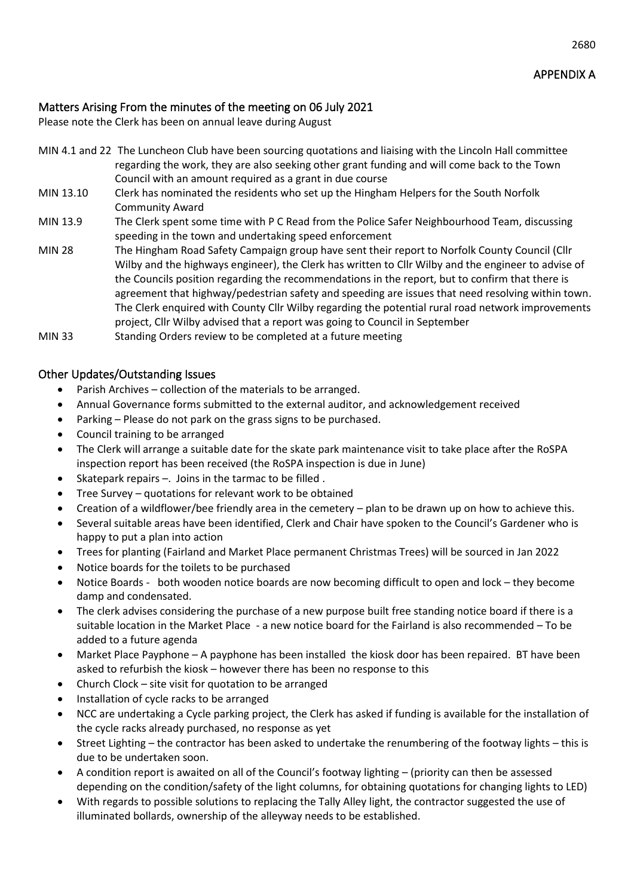APPENDIX A

## Matters Arising From the minutes of the meeting on 06 July 2021

Please note the Clerk has been on annual leave during August

| | |
|---|---|
| MIN 4.1 and 22 | The Luncheon Club have been sourcing quotations and liaising with the Lincoln Hall committee regarding the work, they are also seeking other grant funding and will come back to the Town Council with an amount required as a grant in due course |
| MIN 13.10 | Clerk has nominated the residents who set up the Hingham Helpers for the South Norfolk Community Award |
| MIN 13.9 | The Clerk spent some time with P C Read from the Police Safer Neighbourhood Team, discussing speeding in the town and undertaking speed enforcement |
| MIN 28 | The Hingham Road Safety Campaign group have sent their report to Norfolk County Council (Cllr Wilby and the highways engineer), the Clerk has written to Cllr Wilby and the engineer to advise of the Councils position regarding the recommendations in the report, but to confirm that there is agreement that highway/pedestrian safety and speeding are issues that need resolving within town. The Clerk enquired with County Cllr Wilby regarding the potential rural road network improvements project, Cllr Wilby advised that a report was going to Council in September |
| MIN 33 | Standing Orders review to be completed at a future meeting |

## Other Updates/Outstanding Issues

- Parish Archives – collection of the materials to be arranged.
- Annual Governance forms submitted to the external auditor, and acknowledgement received
- Parking – Please do not park on the grass signs to be purchased.
- Council training to be arranged
- The Clerk will arrange a suitable date for the skate park maintenance visit to take place after the RoSPA inspection report has been received (the RoSPA inspection is due in June)
- Skatepark repairs –. Joins in the tarmac to be filled .
- Tree Survey – quotations for relevant work to be obtained
- Creation of a wildflower/bee friendly area in the cemetery – plan to be drawn up on how to achieve this.
- Several suitable areas have been identified, Clerk and Chair have spoken to the Council's Gardener who is happy to put a plan into action
- Trees for planting (Fairland and Market Place permanent Christmas Trees) will be sourced in Jan 2022
- Notice boards for the toilets to be purchased
- Notice Boards - both wooden notice boards are now becoming difficult to open and lock – they become damp and condensated.
- The clerk advises considering the purchase of a new purpose built free standing notice board if there is a suitable location in the Market Place - a new notice board for the Fairland is also recommended – To be added to a future agenda
- Market Place Payphone – A payphone has been installed the kiosk door has been repaired. BT have been asked to refurbish the kiosk – however there has been no response to this
- Church Clock – site visit for quotation to be arranged
- Installation of cycle racks to be arranged
- NCC are undertaking a Cycle parking project, the Clerk has asked if funding is available for the installation of the cycle racks already purchased, no response as yet
- Street Lighting – the contractor has been asked to undertake the renumbering of the footway lights – this is due to be undertaken soon.
- A condition report is awaited on all of the Council's footway lighting – (priority can then be assessed depending on the condition/safety of the light columns, for obtaining quotations for changing lights to LED)
- With regards to possible solutions to replacing the Tally Alley light, the contractor suggested the use of illuminated bollards, ownership of the alleyway needs to be established.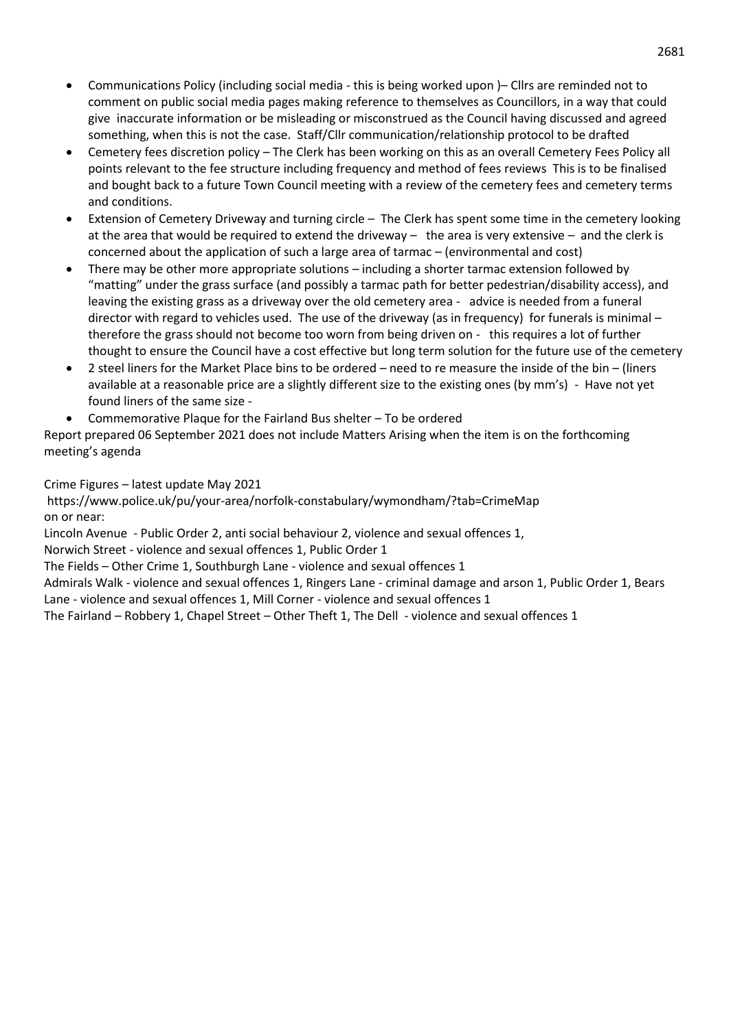- Communications Policy (including social media - this is being worked upon )– Cllrs are reminded not to comment on public social media pages making reference to themselves as Councillors, in a way that could give inaccurate information or be misleading or misconstrued as the Council having discussed and agreed something, when this is not the case. Staff/Cllr communication/relationship protocol to be drafted
- Cemetery fees discretion policy – The Clerk has been working on this as an overall Cemetery Fees Policy all points relevant to the fee structure including frequency and method of fees reviews This is to be finalised and bought back to a future Town Council meeting with a review of the cemetery fees and cemetery terms and conditions.
- Extension of Cemetery Driveway and turning circle – The Clerk has spent some time in the cemetery looking at the area that would be required to extend the driveway – the area is very extensive – and the clerk is concerned about the application of such a large area of tarmac – (environmental and cost)
- There may be other more appropriate solutions – including a shorter tarmac extension followed by "matting" under the grass surface (and possibly a tarmac path for better pedestrian/disability access), and leaving the existing grass as a driveway over the old cemetery area - advice is needed from a funeral director with regard to vehicles used. The use of the driveway (as in frequency) for funerals is minimal – therefore the grass should not become too worn from being driven on - this requires a lot of further thought to ensure the Council have a cost effective but long term solution for the future use of the cemetery
- 2 steel liners for the Market Place bins to be ordered – need to re measure the inside of the bin – (liners available at a reasonable price are a slightly different size to the existing ones (by mm's) - Have not yet found liners of the same size -
- Commemorative Plaque for the Fairland Bus shelter – To be ordered

Report prepared 06 September 2021 does not include Matters Arising when the item is on the forthcoming meeting's agenda

Crime Figures – latest update May 2021

https://www.police.uk/pu/your-area/norfolk-constabulary/wymondham/?tab=CrimeMap
on or near:

Lincoln Avenue - Public Order 2, anti social behaviour 2, violence and sexual offences 1,

Norwich Street - violence and sexual offences 1, Public Order 1

The Fields – Other Crime 1, Southburgh Lane - violence and sexual offences 1

Admirals Walk - violence and sexual offences 1, Ringers Lane - criminal damage and arson 1, Public Order 1, Bears Lane - violence and sexual offences 1, Mill Corner - violence and sexual offences 1

The Fairland – Robbery 1, Chapel Street – Other Theft 1, The Dell - violence and sexual offences 1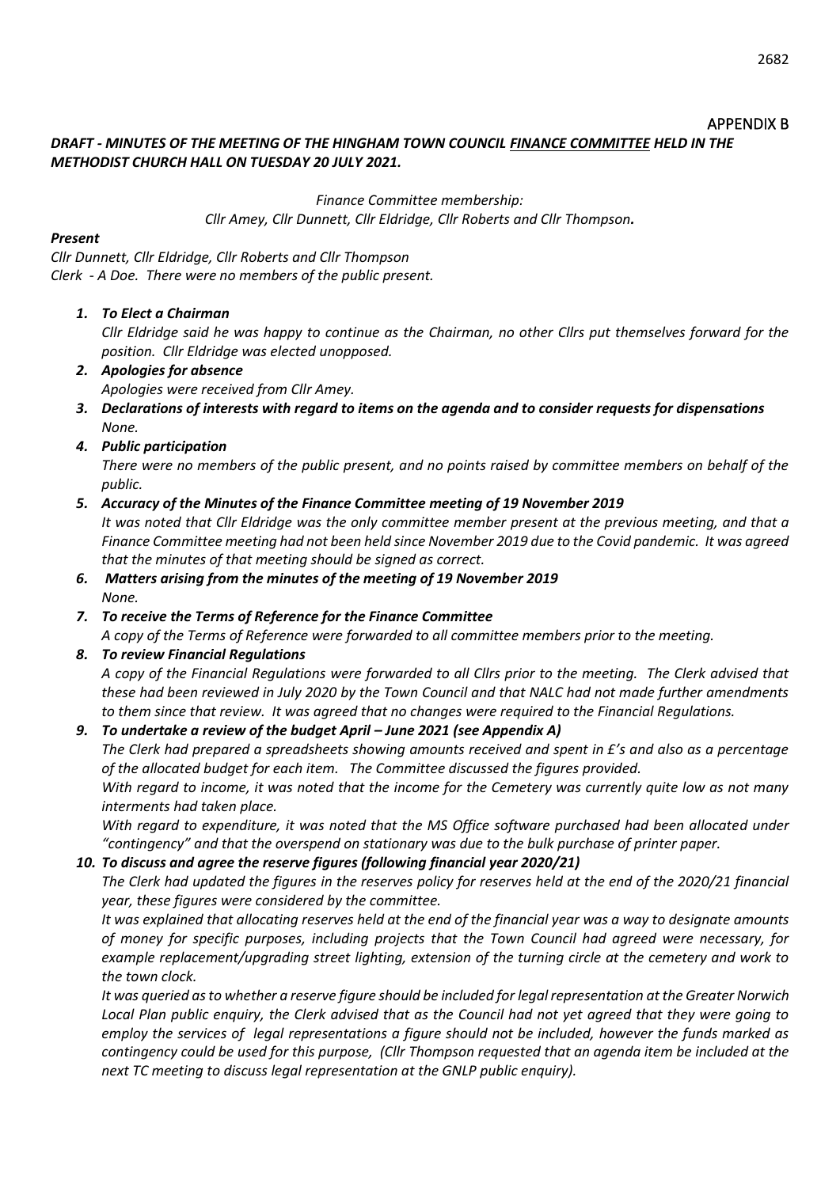APPENDIX B

***DRAFT - MINUTES OF THE MEETING OF THE HINGHAM TOWN COUNCIL <u>FINANCE COMMITTEE</u> HELD IN THE METHODIST CHURCH HALL ON TUESDAY 20 JULY 2021.***

*Finance Committee membership:*
*Cllr Amey, Cllr Dunnett, Cllr Eldridge, Cllr Roberts and Cllr Thompson.*

***Present***

*Cllr Dunnett, Cllr Eldridge, Cllr Roberts and Cllr Thompson*
*Clerk - A Doe. There were no members of the public present.*

1. ***To Elect a Chairman***
   *Cllr Eldridge said he was happy to continue as the Chairman, no other Cllrs put themselves forward for the position. Cllr Eldridge was elected unopposed.*
2. ***Apologies for absence***
   *Apologies were received from Cllr Amey.*
3. ***Declarations of interests with regard to items on the agenda and to consider requests for dispensations***
   *None.*
4. ***Public participation***
   *There were no members of the public present, and no points raised by committee members on behalf of the public.*
5. ***Accuracy of the Minutes of the Finance Committee meeting of 19 November 2019***
   *It was noted that Cllr Eldridge was the only committee member present at the previous meeting, and that a Finance Committee meeting had not been held since November 2019 due to the Covid pandemic. It was agreed that the minutes of that meeting should be signed as correct.*
6. ***Matters arising from the minutes of the meeting of 19 November 2019***
   *None.*
7. ***To receive the Terms of Reference for the Finance Committee***
   *A copy of the Terms of Reference were forwarded to all committee members prior to the meeting.*
8. ***To review Financial Regulations***
   *A copy of the Financial Regulations were forwarded to all Cllrs prior to the meeting. The Clerk advised that these had been reviewed in July 2020 by the Town Council and that NALC had not made further amendments to them since that review. It was agreed that no changes were required to the Financial Regulations.*
9. ***To undertake a review of the budget April – June 2021 (see Appendix A)***
   *The Clerk had prepared a spreadsheets showing amounts received and spent in £'s and also as a percentage of the allocated budget for each item. The Committee discussed the figures provided.*
   *With regard to income, it was noted that the income for the Cemetery was currently quite low as not many interments had taken place.*
   *With regard to expenditure, it was noted that the MS Office software purchased had been allocated under "contingency" and that the overspend on stationary was due to the bulk purchase of printer paper.*
10. ***To discuss and agree the reserve figures (following financial year 2020/21)***
    *The Clerk had updated the figures in the reserves policy for reserves held at the end of the 2020/21 financial year, these figures were considered by the committee.*
    *It was explained that allocating reserves held at the end of the financial year was a way to designate amounts of money for specific purposes, including projects that the Town Council had agreed were necessary, for example replacement/upgrading street lighting, extension of the turning circle at the cemetery and work to the town clock.*
    *It was queried as to whether a reserve figure should be included for legal representation at the Greater Norwich Local Plan public enquiry, the Clerk advised that as the Council had not yet agreed that they were going to employ the services of legal representations a figure should not be included, however the funds marked as contingency could be used for this purpose, (Cllr Thompson requested that an agenda item be included at the next TC meeting to discuss legal representation at the GNLP public enquiry).*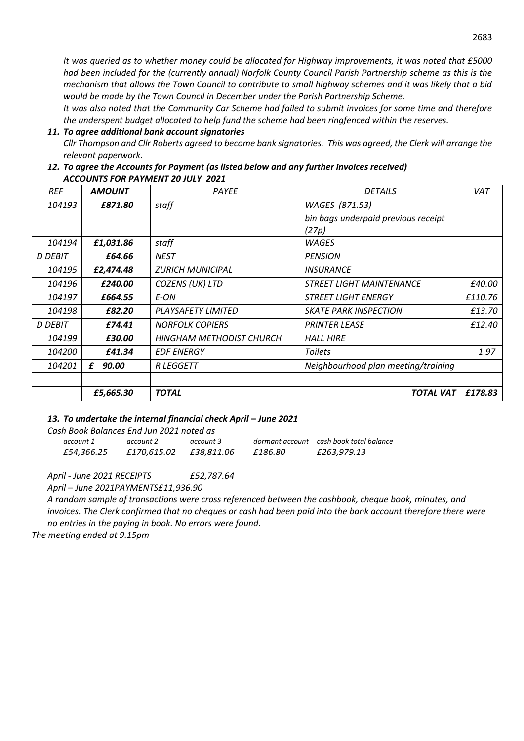*It was queried as to whether money could be allocated for Highway improvements, it was noted that £5000 had been included for the (currently annual) Norfolk County Council Parish Partnership scheme as this is the mechanism that allows the Town Council to contribute to small highway schemes and it was likely that a bid would be made by the Town Council in December under the Parish Partnership Scheme.*

*It was also noted that the Community Car Scheme had failed to submit invoices for some time and therefore the underspent budget allocated to help fund the scheme had been ringfenced within the reserves.*

***11. To agree additional bank account signatories***

*Cllr Thompson and Cllr Roberts agreed to become bank signatories. This was agreed, the Clerk will arrange the relevant paperwork.*

***12. To agree the Accounts for Payment (as listed below and any further invoices received)***

***ACCOUNTS FOR PAYMENT 20 JULY 2021***

| *REF* | ***AMOUNT*** | | *PAYEE* | *DETAILS* | *VAT* |
|---|---|---|---|---|---|
| *104193* | ***£871.80*** | | *staff* | *WAGES (871.53)* | |
| | | | | *bin bags underpaid previous receipt (27p)* | |
| *104194* | ***£1,031.86*** | | *staff* | *WAGES* | |
| *D DEBIT* | ***£64.66*** | | *NEST* | *PENSION* | |
| *104195* | ***£2,474.48*** | | *ZURICH MUNICIPAL* | *INSURANCE* | |
| *104196* | ***£240.00*** | | *COZENS (UK) LTD* | *STREET LIGHT MAINTENANCE* | *£40.00* |
| *104197* | ***£664.55*** | | *E-ON* | *STREET LIGHT ENERGY* | *£110.76* |
| *104198* | ***£82.20*** | | *PLAYSAFETY LIMITED* | *SKATE PARK INSPECTION* | *£13.70* |
| *D DEBIT* | ***£74.41*** | | *NORFOLK COPIERS* | *PRINTER LEASE* | *£12.40* |
| *104199* | ***£30.00*** | | *HINGHAM METHODIST CHURCH* | *HALL HIRE* | |
| *104200* | ***£41.34*** | | *EDF ENERGY* | *Toilets* | *1.97* |
| *104201* | ***£ 90.00*** | | *R LEGGETT* | *Neighbourhood plan meeting/training* | |
| | | | | | |
| | ***£5,665.30*** | | ***TOTAL*** | ***TOTAL VAT*** | ***£178.83*** |

***13. To undertake the internal financial check April – June 2021***

*Cash Book Balances End Jun 2021 noted as*

| *account 1* | *account 2* | *account 3* | *dormant account* | *cash book total balance* |
|---|---|---|---|---|
| *£54,366.25* | *£170,615.02* | *£38,811.06* | *£186.80* | *£263,979.13* |

*April - June 2021 RECEIPTS £52,787.64*

*April – June 2021PAYMENTS£11,936.90*

*A random sample of transactions were cross referenced between the cashbook, cheque book, minutes, and invoices. The Clerk confirmed that no cheques or cash had been paid into the bank account therefore there were no entries in the paying in book. No errors were found.*

*The meeting ended at 9.15pm*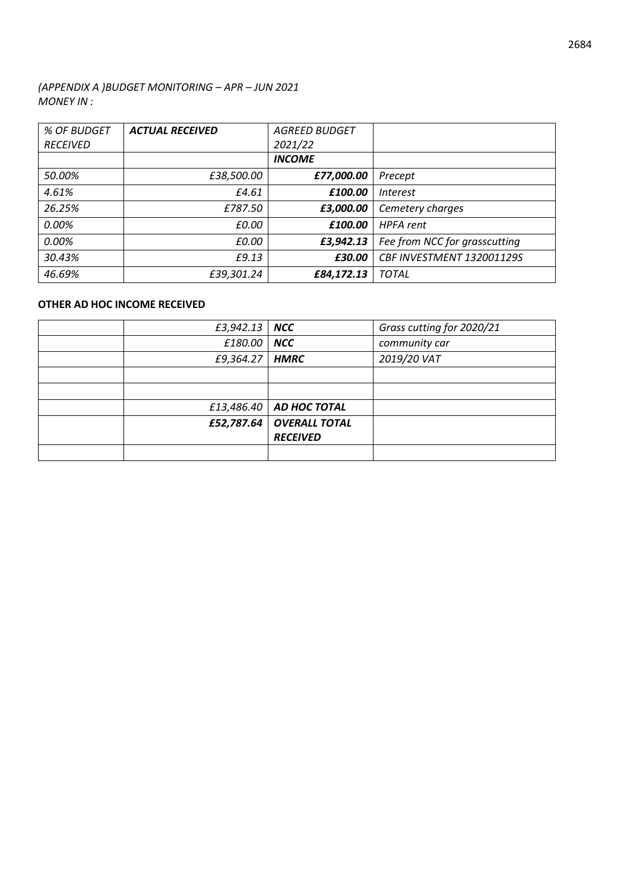*(APPENDIX A )BUDGET MONITORING – APR – JUN 2021*
*MONEY IN :*

| *% OF BUDGET RECEIVED* | ***ACTUAL RECEIVED*** | *AGREED BUDGET 2021/22* | |
|---|---|---|---|
| | | ***INCOME*** | |
| *50.00%* | *£38,500.00* | ***£77,000.00*** | *Precept* |
| *4.61%* | *£4.61* | ***£100.00*** | *Interest* |
| *26.25%* | *£787.50* | ***£3,000.00*** | *Cemetery charges* |
| *0.00%* | *£0.00* | ***£100.00*** | *HPFA rent* |
| *0.00%* | *£0.00* | ***£3,942.13*** | *Fee from NCC for grasscutting* |
| *30.43%* | *£9.13* | ***£30.00*** | *CBF INVESTMENT 132001129S* |
| *46.69%* | *£39,301.24* | ***£84,172.13*** | *TOTAL* |

**OTHER AD HOC INCOME RECEIVED**

| | | | |
|---|---|---|---|
| | *£3,942.13* | ***NCC*** | *Grass cutting for 2020/21* |
| | *£180.00* | ***NCC*** | *community car* |
| | *£9,364.27* | ***HMRC*** | *2019/20 VAT* |
| | | | |
| | | | |
| | *£13,486.40* | ***AD HOC TOTAL*** | |
| | ***£52,787.64*** | ***OVERALL TOTAL RECEIVED*** | |
| | | | |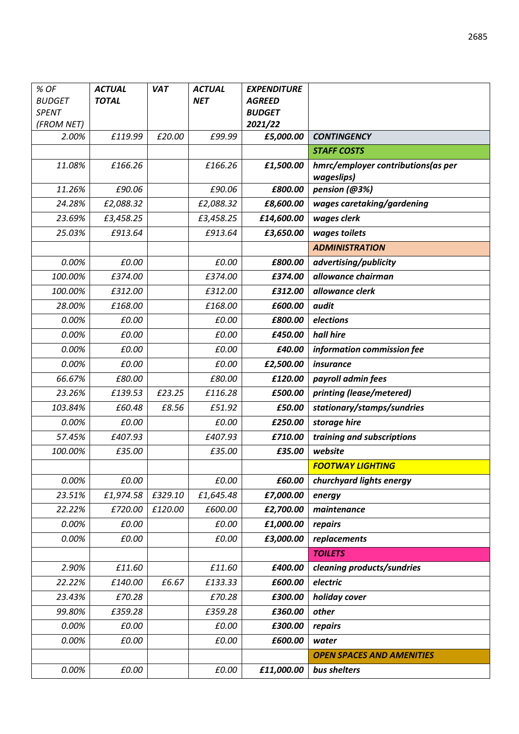| *% OF BUDGET SPENT (FROM NET)* | *ACTUAL TOTAL* | *VAT* | *ACTUAL NET* | *EXPENDITURE AGREED BUDGET 2021/22* | |
|---|---|---|---|---|---|
| *2.00%* | *£119.99* | *£20.00* | *£99.99* | ***£5,000.00*** | ***CONTINGENCY*** |
| | | | | | ***STAFF COSTS*** |
| *11.08%* | *£166.26* | | *£166.26* | ***£1,500.00*** | ***hmrc/employer contributions(as per wageslips)*** |
| *11.26%* | *£90.06* | | *£90.06* | ***£800.00*** | ***pension (@3%)*** |
| *24.28%* | *£2,088.32* | | *£2,088.32* | ***£8,600.00*** | ***wages caretaking/gardening*** |
| *23.69%* | *£3,458.25* | | *£3,458.25* | ***£14,600.00*** | ***wages clerk*** |
| *25.03%* | *£913.64* | | *£913.64* | ***£3,650.00*** | ***wages toilets*** |
| | | | | | ***ADMINISTRATION*** |
| *0.00%* | *£0.00* | | *£0.00* | ***£800.00*** | ***advertising/publicity*** |
| *100.00%* | *£374.00* | | *£374.00* | ***£374.00*** | ***allowance chairman*** |
| *100.00%* | *£312.00* | | *£312.00* | ***£312.00*** | ***allowance clerk*** |
| *28.00%* | *£168.00* | | *£168.00* | ***£600.00*** | ***audit*** |
| *0.00%* | *£0.00* | | *£0.00* | ***£800.00*** | ***elections*** |
| *0.00%* | *£0.00* | | *£0.00* | ***£450.00*** | ***hall hire*** |
| *0.00%* | *£0.00* | | *£0.00* | ***£40.00*** | ***information commission fee*** |
| *0.00%* | *£0.00* | | *£0.00* | ***£2,500.00*** | ***insurance*** |
| *66.67%* | *£80.00* | | *£80.00* | ***£120.00*** | ***payroll admin fees*** |
| *23.26%* | *£139.53* | *£23.25* | *£116.28* | ***£500.00*** | ***printing (lease/metered)*** |
| *103.84%* | *£60.48* | *£8.56* | *£51.92* | ***£50.00*** | ***stationary/stamps/sundries*** |
| *0.00%* | *£0.00* | | *£0.00* | ***£250.00*** | ***storage hire*** |
| *57.45%* | *£407.93* | | *£407.93* | ***£710.00*** | ***training and subscriptions*** |
| *100.00%* | *£35.00* | | *£35.00* | ***£35.00*** | ***website*** |
| | | | | | ***FOOTWAY LIGHTING*** |
| *0.00%* | *£0.00* | | *£0.00* | ***£60.00*** | ***churchyard lights energy*** |
| *23.51%* | *£1,974.58* | *£329.10* | *£1,645.48* | ***£7,000.00*** | ***energy*** |
| *22.22%* | *£720.00* | *£120.00* | *£600.00* | ***£2,700.00*** | ***maintenance*** |
| *0.00%* | *£0.00* | | *£0.00* | ***£1,000.00*** | ***repairs*** |
| *0.00%* | *£0.00* | | *£0.00* | ***£3,000.00*** | ***replacements*** |
| | | | | | ***TOILETS*** |
| *2.90%* | *£11.60* | | *£11.60* | ***£400.00*** | ***cleaning products/sundries*** |
| *22.22%* | *£140.00* | *£6.67* | *£133.33* | ***£600.00*** | ***electric*** |
| *23.43%* | *£70.28* | | *£70.28* | ***£300.00*** | ***holiday cover*** |
| *99.80%* | *£359.28* | | *£359.28* | ***£360.00*** | ***other*** |
| *0.00%* | *£0.00* | | *£0.00* | ***£300.00*** | ***repairs*** |
| *0.00%* | *£0.00* | | *£0.00* | ***£600.00*** | ***water*** |
| | | | | | ***OPEN SPACES AND AMENITIES*** |
| *0.00%* | *£0.00* | | *£0.00* | ***£11,000.00*** | ***bus shelters*** |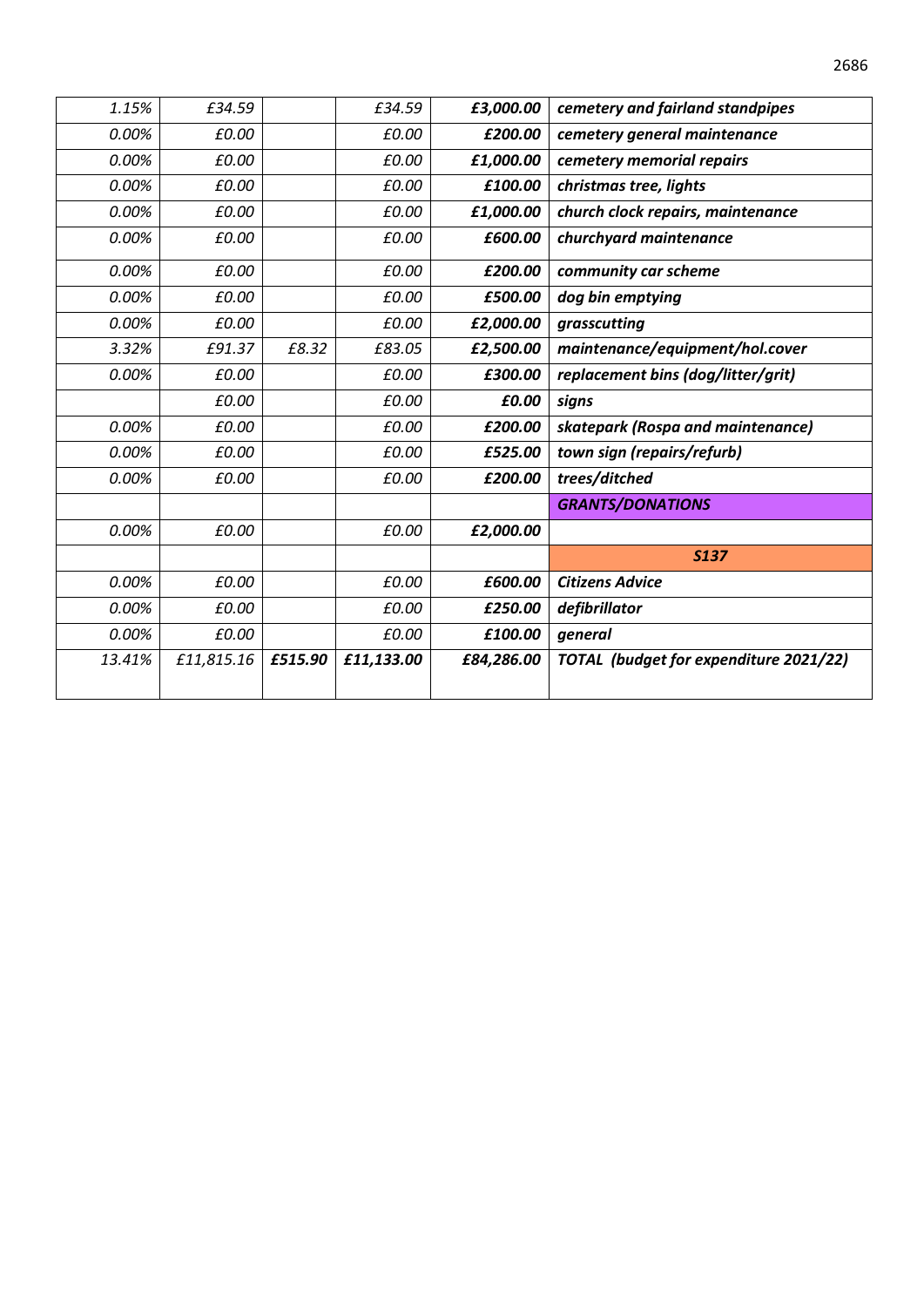| | | | | | |
|---|---|---|---|---|---|
| *1.15%* | *£34.59* | | *£34.59* | ***£3,000.00*** | ***cemetery and fairland standpipes*** |
| *0.00%* | *£0.00* | | *£0.00* | ***£200.00*** | ***cemetery general maintenance*** |
| *0.00%* | *£0.00* | | *£0.00* | ***£1,000.00*** | ***cemetery memorial repairs*** |
| *0.00%* | *£0.00* | | *£0.00* | ***£100.00*** | ***christmas tree, lights*** |
| *0.00%* | *£0.00* | | *£0.00* | ***£1,000.00*** | ***church clock repairs, maintenance*** |
| *0.00%* | *£0.00* | | *£0.00* | ***£600.00*** | ***churchyard maintenance*** |
| *0.00%* | *£0.00* | | *£0.00* | ***£200.00*** | ***community car scheme*** |
| *0.00%* | *£0.00* | | *£0.00* | ***£500.00*** | ***dog bin emptying*** |
| *0.00%* | *£0.00* | | *£0.00* | ***£2,000.00*** | ***grasscutting*** |
| *3.32%* | *£91.37* | *£8.32* | *£83.05* | ***£2,500.00*** | ***maintenance/equipment/hol.cover*** |
| *0.00%* | *£0.00* | | *£0.00* | ***£300.00*** | ***replacement bins (dog/litter/grit)*** |
| | *£0.00* | | *£0.00* | ***£0.00*** | ***signs*** |
| *0.00%* | *£0.00* | | *£0.00* | ***£200.00*** | ***skatepark (Rospa and maintenance)*** |
| *0.00%* | *£0.00* | | *£0.00* | ***£525.00*** | ***town sign (repairs/refurb)*** |
| *0.00%* | *£0.00* | | *£0.00* | ***£200.00*** | ***trees/ditched*** |
| | | | | | ***GRANTS/DONATIONS*** |
| *0.00%* | *£0.00* | | *£0.00* | ***£2,000.00*** | |
| | | | | | ***S137*** |
| *0.00%* | *£0.00* | | *£0.00* | ***£600.00*** | ***Citizens Advice*** |
| *0.00%* | *£0.00* | | *£0.00* | ***£250.00*** | ***defibrillator*** |
| *0.00%* | *£0.00* | | *£0.00* | ***£100.00*** | ***general*** |
| *13.41%* | *£11,815.16* | ***£515.90*** | ***£11,133.00*** | ***£84,286.00*** | ***TOTAL (budget for expenditure 2021/22)*** |